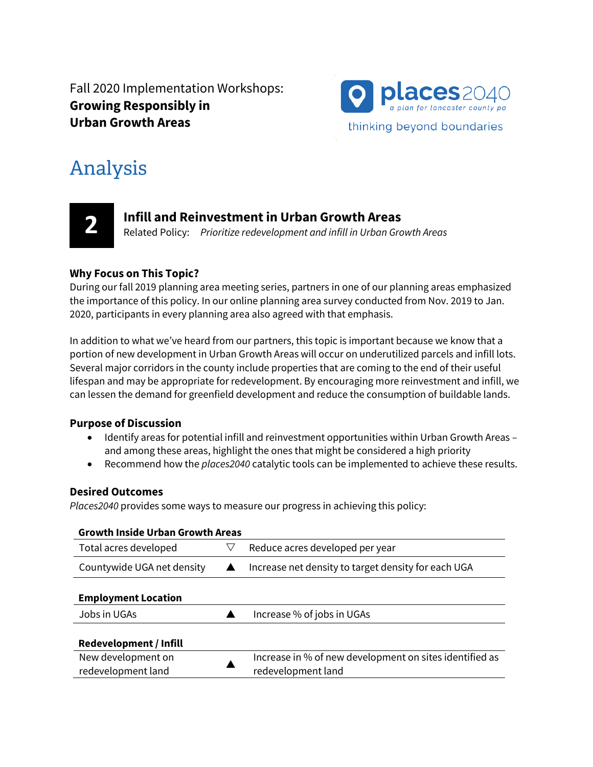Fall 2020 Implementation Workshops:
**Growing Responsibly in Urban Growth Areas**

places2040
*a plan for lancaster county pa*
thinking beyond boundaries

# Analysis

## 2 Infill and Reinvestment in Urban Growth Areas

Related Policy: *Prioritize redevelopment and infill in Urban Growth Areas*

### Why Focus on This Topic?

During our fall 2019 planning area meeting series, partners in one of our planning areas emphasized the importance of this policy. In our online planning area survey conducted from Nov. 2019 to Jan. 2020, participants in every planning area also agreed with that emphasis.

In addition to what we've heard from our partners, this topic is important because we know that a portion of new development in Urban Growth Areas will occur on underutilized parcels and infill lots. Several major corridors in the county include properties that are coming to the end of their useful lifespan and may be appropriate for redevelopment. By encouraging more reinvestment and infill, we can lessen the demand for greenfield development and reduce the consumption of buildable lands.

### Purpose of Discussion

- Identify areas for potential infill and reinvestment opportunities within Urban Growth Areas – and among these areas, highlight the ones that might be considered a high priority
- Recommend how the *places2040* catalytic tools can be implemented to achieve these results.

### Desired Outcomes

*Places2040* provides some ways to measure our progress in achieving this policy:

| **Growth Inside Urban Growth Areas** | | |
|---|---|---|
| Total acres developed | ▽ | Reduce acres developed per year |
| Countywide UGA net density | ▲ | Increase net density to target density for each UGA |
| **Employment Location** | | |
| Jobs in UGAs | ▲ | Increase % of jobs in UGAs |
| **Redevelopment / Infill** | | |
| New development on redevelopment land | ▲ | Increase in % of new development on sites identified as redevelopment land |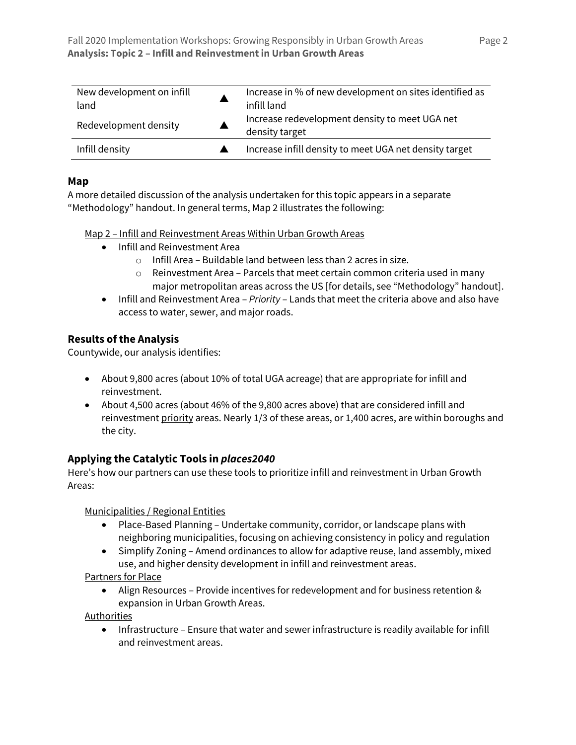| | | |
|---|---|---|
| New development on infill land | ▲ | Increase in % of new development on sites identified as infill land |
| Redevelopment density | ▲ | Increase redevelopment density to meet UGA net density target |
| Infill density | ▲ | Increase infill density to meet UGA net density target |

### Map

A more detailed discussion of the analysis undertaken for this topic appears in a separate "Methodology" handout. In general terms, Map 2 illustrates the following:

Map 2 – Infill and Reinvestment Areas Within Urban Growth Areas

- Infill and Reinvestment Area
  - Infill Area – Buildable land between less than 2 acres in size.
  - Reinvestment Area – Parcels that meet certain common criteria used in many major metropolitan areas across the US [for details, see "Methodology" handout].
- Infill and Reinvestment Area – *Priority* – Lands that meet the criteria above and also have access to water, sewer, and major roads.

### Results of the Analysis

Countywide, our analysis identifies:

- About 9,800 acres (about 10% of total UGA acreage) that are appropriate for infill and reinvestment.
- About 4,500 acres (about 46% of the 9,800 acres above) that are considered infill and reinvestment priority areas. Nearly 1/3 of these areas, or 1,400 acres, are within boroughs and the city.

### Applying the Catalytic Tools in *places2040*

Here's how our partners can use these tools to prioritize infill and reinvestment in Urban Growth Areas:

Municipalities / Regional Entities

- Place-Based Planning – Undertake community, corridor, or landscape plans with neighboring municipalities, focusing on achieving consistency in policy and regulation
- Simplify Zoning – Amend ordinances to allow for adaptive reuse, land assembly, mixed use, and higher density development in infill and reinvestment areas.

Partners for Place

- Align Resources – Provide incentives for redevelopment and for business retention & expansion in Urban Growth Areas.

Authorities

- Infrastructure – Ensure that water and sewer infrastructure is readily available for infill and reinvestment areas.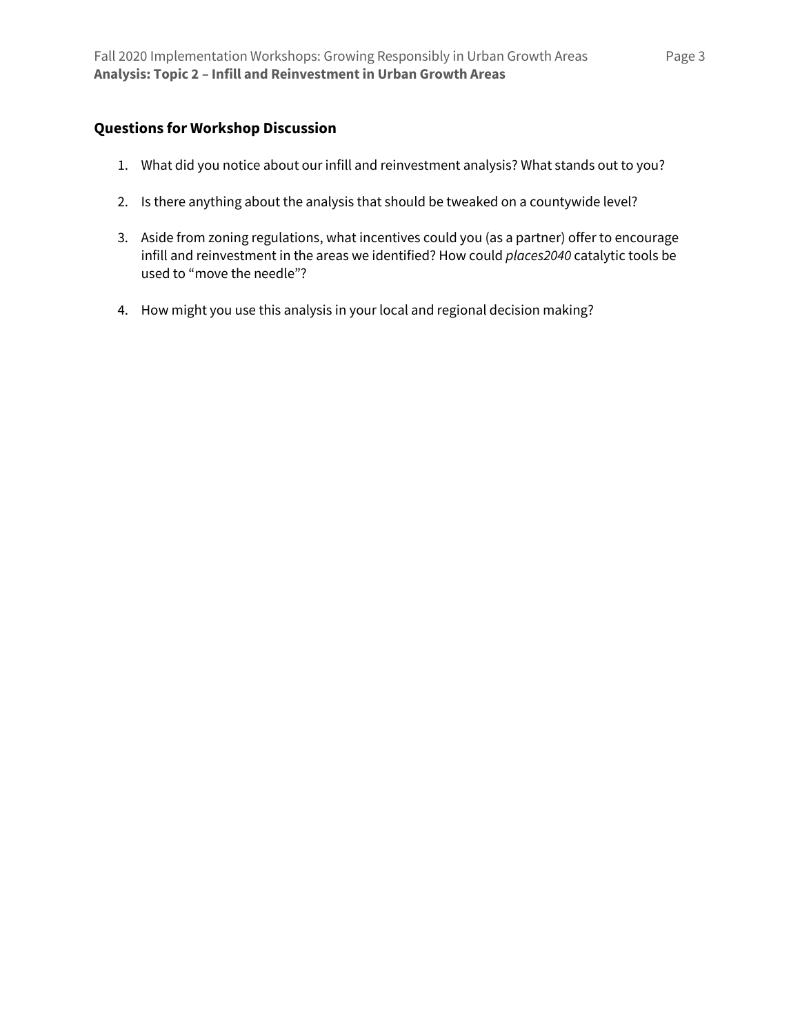## Questions for Workshop Discussion

1. What did you notice about our infill and reinvestment analysis? What stands out to you?

2. Is there anything about the analysis that should be tweaked on a countywide level?

3. Aside from zoning regulations, what incentives could you (as a partner) offer to encourage infill and reinvestment in the areas we identified? How could *places2040* catalytic tools be used to “move the needle”?

4. How might you use this analysis in your local and regional decision making?